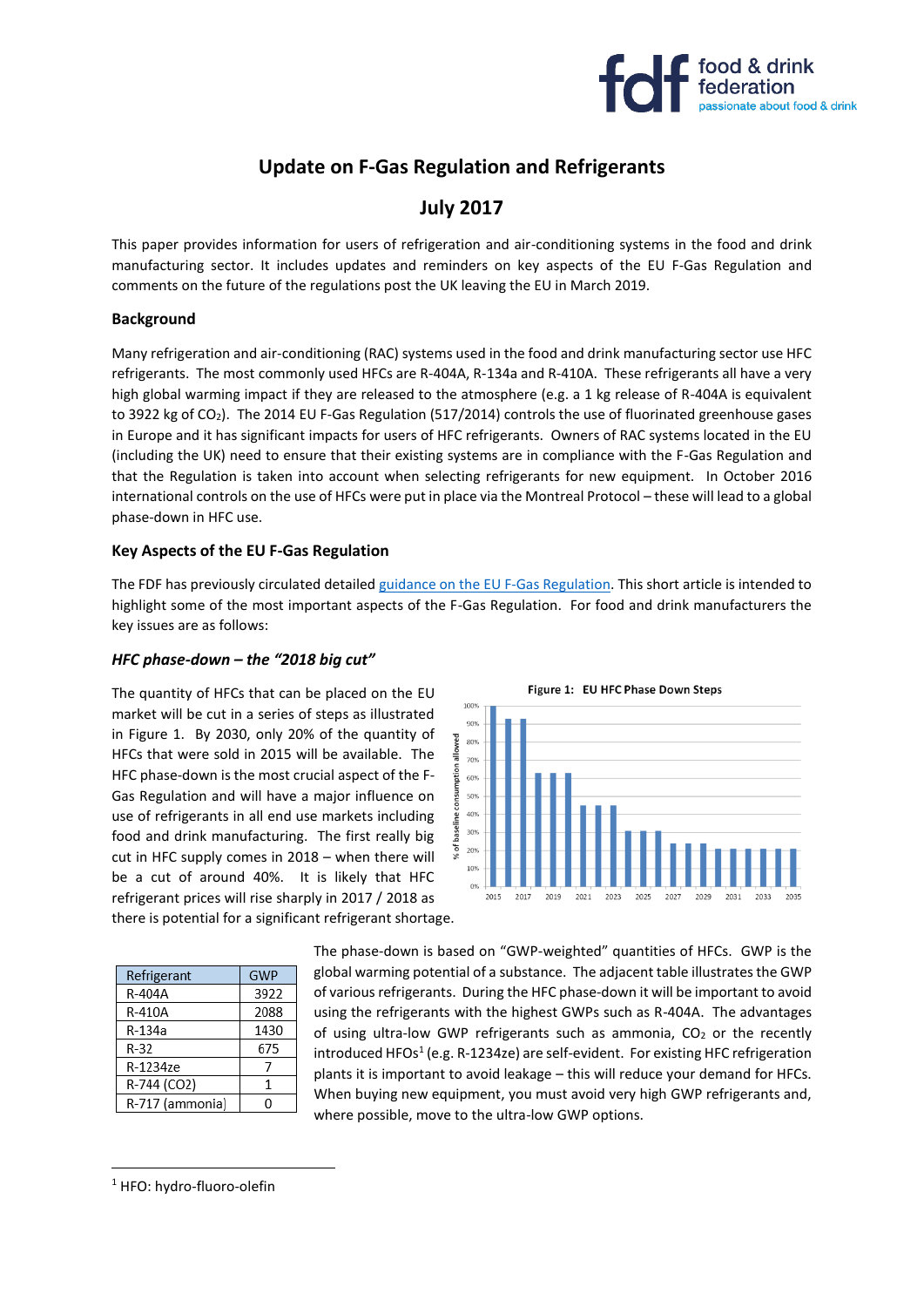# Update on F-Gas Regulation and Refrigerants

## July 2017

This paper provides information for users of refrigeration and air-conditioning systems in the food and drink manufacturing sector. It includes updates and reminders on key aspects of the EU F-Gas Regulation and comments on the future of the regulations post the UK leaving the EU in March 2019.

### Background

Many refrigeration and air-conditioning (RAC) systems used in the food and drink manufacturing sector use HFC refrigerants. The most commonly used HFCs are R-404A, R-134a and R-410A. These refrigerants all have a very high global warming impact if they are released to the atmosphere (e.g. a 1 kg release of R-404A is equivalent to 3922 kg of $CO_2$). The 2014 EU F-Gas Regulation (517/2014) controls the use of fluorinated greenhouse gases in Europe and it has significant impacts for users of HFC refrigerants. Owners of RAC systems located in the EU (including the UK) need to ensure that their existing systems are in compliance with the F-Gas Regulation and that the Regulation is taken into account when selecting refrigerants for new equipment. In October 2016 international controls on the use of HFCs were put in place via the Montreal Protocol – these will lead to a global phase-down in HFC use.

### Key Aspects of the EU F-Gas Regulation

The FDF has previously circulated detailed guidance on the EU F-Gas Regulation. This short article is intended to highlight some of the most important aspects of the F-Gas Regulation. For food and drink manufacturers the key issues are as follows:

#### *HFC phase-down – the "2018 big cut"*

The quantity of HFCs that can be placed on the EU market will be cut in a series of steps as illustrated in Figure 1. By 2030, only 20% of the quantity of HFCs that were sold in 2015 will be available. The HFC phase-down is the most crucial aspect of the F-Gas Regulation and will have a major influence on use of refrigerants in all end use markets including food and drink manufacturing. The first really big cut in HFC supply comes in 2018 – when there will be a cut of around 40%. It is likely that HFC refrigerant prices will rise sharply in 2017 / 2018 as there is potential for a significant refrigerant shortage.

**Figure 1: EU HFC Phase Down Steps**

| Refrigerant | GWP |
|---|---|
| R-404A | 3922 |
| R-410A | 2088 |
| R-134a | 1430 |
| R-32 | 675 |
| R-1234ze | 7 |
| R-744 (CO2) | 1 |
| R-717 (ammonia) | 0 |

The phase-down is based on "GWP-weighted" quantities of HFCs. GWP is the global warming potential of a substance. The adjacent table illustrates the GWP of various refrigerants. During the HFC phase-down it will be important to avoid using the refrigerants with the highest GWPs such as R-404A. The advantages of using ultra-low GWP refrigerants such as ammonia, $CO_2$ or the recently introduced HFOs[1] (e.g. R-1234ze) are self-evident. For existing HFC refrigeration plants it is important to avoid leakage – this will reduce your demand for HFCs. When buying new equipment, you must avoid very high GWP refrigerants and, where possible, move to the ultra-low GWP options.

---

[1] HFO: hydro-fluoro-olefin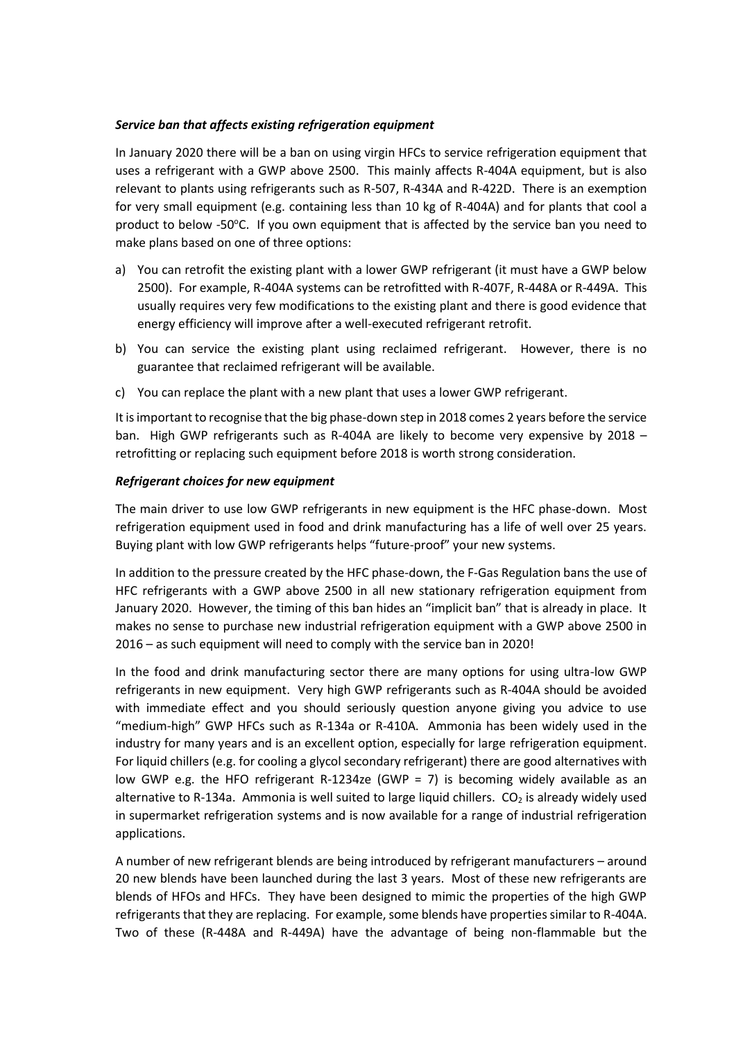### *Service ban that affects existing refrigeration equipment*

In January 2020 there will be a ban on using virgin HFCs to service refrigeration equipment that uses a refrigerant with a GWP above 2500. This mainly affects R-404A equipment, but is also relevant to plants using refrigerants such as R-507, R-434A and R-422D. There is an exemption for very small equipment (e.g. containing less than 10 kg of R-404A) and for plants that cool a product to below -50°C. If you own equipment that is affected by the service ban you need to make plans based on one of three options:

a) You can retrofit the existing plant with a lower GWP refrigerant (it must have a GWP below 2500). For example, R-404A systems can be retrofitted with R-407F, R-448A or R-449A. This usually requires very few modifications to the existing plant and there is good evidence that energy efficiency will improve after a well-executed refrigerant retrofit.

b) You can service the existing plant using reclaimed refrigerant. However, there is no guarantee that reclaimed refrigerant will be available.

c) You can replace the plant with a new plant that uses a lower GWP refrigerant.

It is important to recognise that the big phase-down step in 2018 comes 2 years before the service ban. High GWP refrigerants such as R-404A are likely to become very expensive by 2018 – retrofitting or replacing such equipment before 2018 is worth strong consideration.

### *Refrigerant choices for new equipment*

The main driver to use low GWP refrigerants in new equipment is the HFC phase-down. Most refrigeration equipment used in food and drink manufacturing has a life of well over 25 years. Buying plant with low GWP refrigerants helps "future-proof" your new systems.

In addition to the pressure created by the HFC phase-down, the F-Gas Regulation bans the use of HFC refrigerants with a GWP above 2500 in all new stationary refrigeration equipment from January 2020. However, the timing of this ban hides an "implicit ban" that is already in place. It makes no sense to purchase new industrial refrigeration equipment with a GWP above 2500 in 2016 – as such equipment will need to comply with the service ban in 2020!

In the food and drink manufacturing sector there are many options for using ultra-low GWP refrigerants in new equipment. Very high GWP refrigerants such as R-404A should be avoided with immediate effect and you should seriously question anyone giving you advice to use "medium-high" GWP HFCs such as R-134a or R-410A. Ammonia has been widely used in the industry for many years and is an excellent option, especially for large refrigeration equipment. For liquid chillers (e.g. for cooling a glycol secondary refrigerant) there are good alternatives with low GWP e.g. the HFO refrigerant R-1234ze (GWP = 7) is becoming widely available as an alternative to R-134a. Ammonia is well suited to large liquid chillers. $CO_2$ is already widely used in supermarket refrigeration systems and is now available for a range of industrial refrigeration applications.

A number of new refrigerant blends are being introduced by refrigerant manufacturers – around 20 new blends have been launched during the last 3 years. Most of these new refrigerants are blends of HFOs and HFCs. They have been designed to mimic the properties of the high GWP refrigerants that they are replacing. For example, some blends have properties similar to R-404A. Two of these (R-448A and R-449A) have the advantage of being non-flammable but the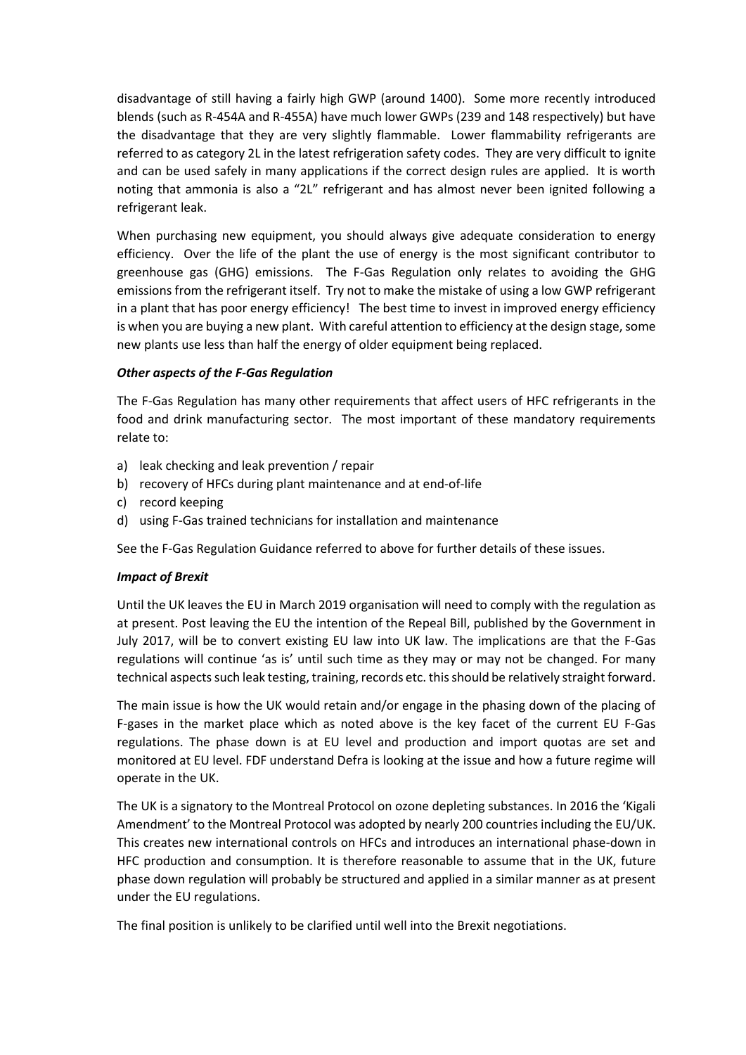disadvantage of still having a fairly high GWP (around 1400). Some more recently introduced blends (such as R-454A and R-455A) have much lower GWPs (239 and 148 respectively) but have the disadvantage that they are very slightly flammable. Lower flammability refrigerants are referred to as category 2L in the latest refrigeration safety codes. They are very difficult to ignite and can be used safely in many applications if the correct design rules are applied. It is worth noting that ammonia is also a "2L" refrigerant and has almost never been ignited following a refrigerant leak.

When purchasing new equipment, you should always give adequate consideration to energy efficiency. Over the life of the plant the use of energy is the most significant contributor to greenhouse gas (GHG) emissions. The F-Gas Regulation only relates to avoiding the GHG emissions from the refrigerant itself. Try not to make the mistake of using a low GWP refrigerant in a plant that has poor energy efficiency! The best time to invest in improved energy efficiency is when you are buying a new plant. With careful attention to efficiency at the design stage, some new plants use less than half the energy of older equipment being replaced.

***Other aspects of the F-Gas Regulation***

The F-Gas Regulation has many other requirements that affect users of HFC refrigerants in the food and drink manufacturing sector. The most important of these mandatory requirements relate to:

a) leak checking and leak prevention / repair
b) recovery of HFCs during plant maintenance and at end-of-life
c) record keeping
d) using F-Gas trained technicians for installation and maintenance

See the F-Gas Regulation Guidance referred to above for further details of these issues.

***Impact of Brexit***

Until the UK leaves the EU in March 2019 organisation will need to comply with the regulation as at present. Post leaving the EU the intention of the Repeal Bill, published by the Government in July 2017, will be to convert existing EU law into UK law. The implications are that the F-Gas regulations will continue 'as is' until such time as they may or may not be changed. For many technical aspects such leak testing, training, records etc. this should be relatively straight forward.

The main issue is how the UK would retain and/or engage in the phasing down of the placing of F-gases in the market place which as noted above is the key facet of the current EU F-Gas regulations. The phase down is at EU level and production and import quotas are set and monitored at EU level. FDF understand Defra is looking at the issue and how a future regime will operate in the UK.

The UK is a signatory to the Montreal Protocol on ozone depleting substances. In 2016 the 'Kigali Amendment' to the Montreal Protocol was adopted by nearly 200 countries including the EU/UK. This creates new international controls on HFCs and introduces an international phase-down in HFC production and consumption. It is therefore reasonable to assume that in the UK, future phase down regulation will probably be structured and applied in a similar manner as at present under the EU regulations.

The final position is unlikely to be clarified until well into the Brexit negotiations.